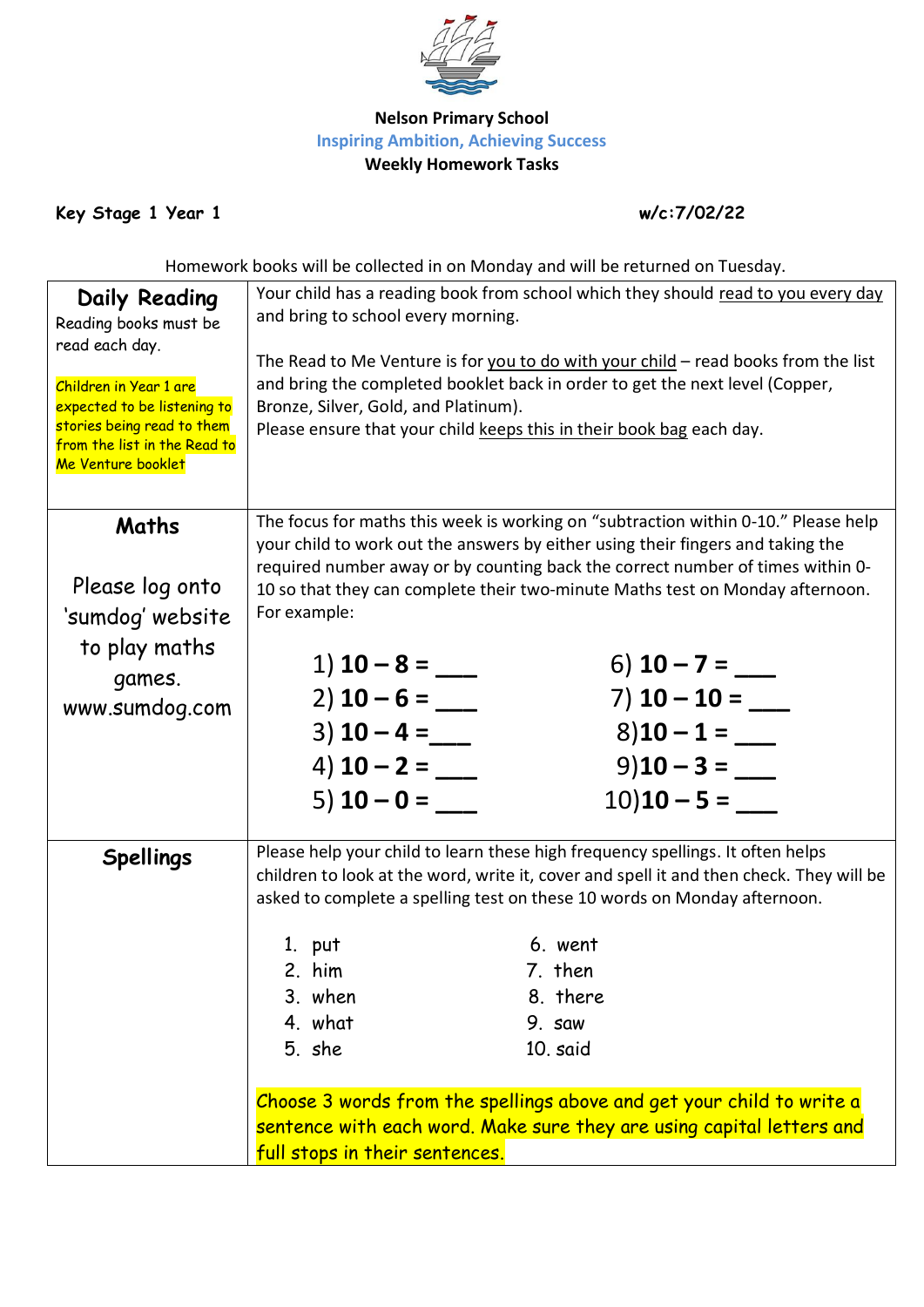**Nelson Primary School**

**Inspiring Ambition, Achieving Success**

**Weekly Homework Tasks**

**Key Stage 1 Year 1** **w/c:7/02/22**

Homework books will be collected in on Monday and will be returned on Tuesday.

| | |
|---|---|
| **Daily Reading**<br>Reading books must be read each day.<br><br>Children in Year 1 are expected to be listening to stories being read to them from the list in the Read to Me Venture booklet | Your child has a reading book from school which they should read to you every day and bring to school every morning.<br><br>The Read to Me Venture is for you to do with your child – read books from the list and bring the completed booklet back in order to get the next level (Copper, Bronze, Silver, Gold, and Platinum).<br>Please ensure that your child keeps this in their book bag each day. |
| **Maths**<br><br>Please log onto 'sumdog' website to play maths games.<br>www.sumdog.com | The focus for maths this week is working on "subtraction within 0-10." Please help your child to work out the answers by either using their fingers and taking the required number away or by counting back the correct number of times within 0-10 so that they can complete their two-minute Maths test on Monday afternoon. For example:<br><br>1) **10 – 8 = ___**<br>2) **10 – 6 = ___**<br>3) **10 – 4 =___**<br>4) **10 – 2 = ___**<br>5) **10 – 0 = ___**<br>6) **10 – 7 = ___**<br>7) **10 – 10 = ___**<br>8)**10 – 1 = ___**<br>9)**10 – 3 = ___**<br>10)**10 – 5 = ___** |
| **Spellings** | Please help your child to learn these high frequency spellings. It often helps children to look at the word, write it, cover and spell it and then check. They will be asked to complete a spelling test on these 10 words on Monday afternoon.<br><br>1. put<br>2. him<br>3. when<br>4. what<br>5. she<br>6. went<br>7. then<br>8. there<br>9. saw<br>10. said<br><br>Choose 3 words from the spellings above and get your child to write a sentence with each word. Make sure they are using capital letters and full stops in their sentences. |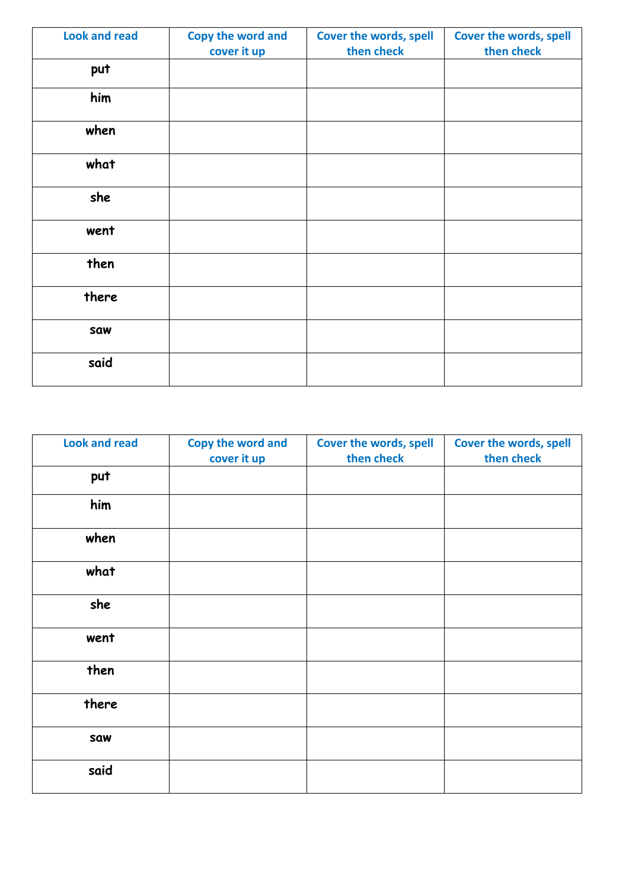| Look and read | Copy the word and cover it up | Cover the words, spell then check | Cover the words, spell then check |
| --- | --- | --- | --- |
| put | | | |
| him | | | |
| when | | | |
| what | | | |
| she | | | |
| went | | | |
| then | | | |
| there | | | |
| saw | | | |
| said | | | |

| Look and read | Copy the word and cover it up | Cover the words, spell then check | Cover the words, spell then check |
| --- | --- | --- | --- |
| put | | | |
| him | | | |
| when | | | |
| what | | | |
| she | | | |
| went | | | |
| then | | | |
| there | | | |
| saw | | | |
| said | | | |